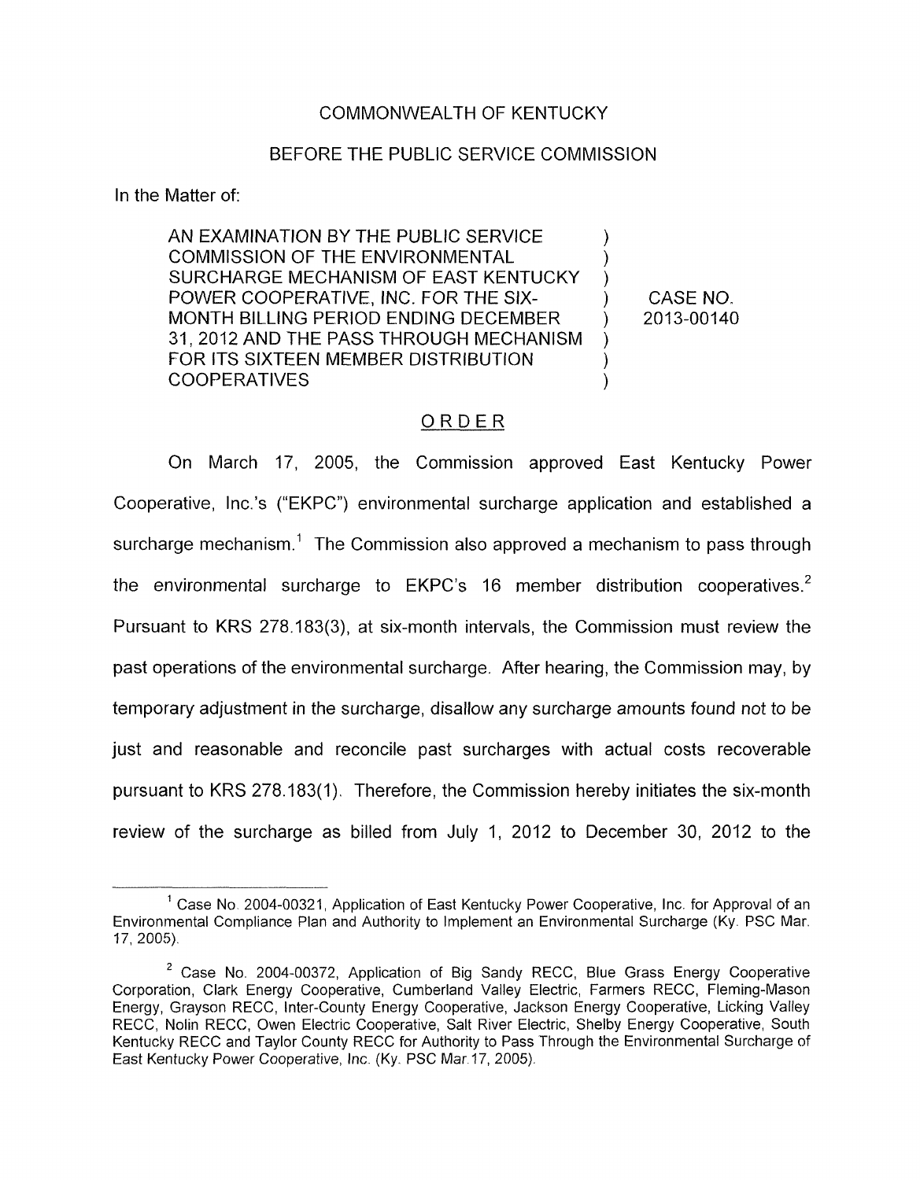COMMONWEALTH OF KENTUCKY

BEFORE THE PUBLIC SERVICE COMMISSION

In the Matter of:

| | | |
|---|---|---|
| AN EXAMINATION BY THE PUBLIC SERVICE COMMISSION OF THE ENVIRONMENTAL SURCHARGE MECHANISM OF EAST KENTUCKY POWER COOPERATIVE, INC. FOR THE SIX-MONTH BILLING PERIOD ENDING DECEMBER 31, 2012 AND THE PASS THROUGH MECHANISM FOR ITS SIXTEEN MEMBER DISTRIBUTION COOPERATIVES | ) | CASE NO. 2013-00140 |

## ORDER

On March 17, 2005, the Commission approved East Kentucky Power Cooperative, Inc.'s ("EKPC") environmental surcharge application and established a surcharge mechanism.[1] The Commission also approved a mechanism to pass through the environmental surcharge to EKPC's 16 member distribution cooperatives.[2] Pursuant to KRS 278.183(3), at six-month intervals, the Commission must review the past operations of the environmental surcharge. After hearing, the Commission may, by temporary adjustment in the surcharge, disallow any surcharge amounts found not to be just and reasonable and reconcile past surcharges with actual costs recoverable pursuant to KRS 278.183(1). Therefore, the Commission hereby initiates the six-month review of the surcharge as billed from July 1, 2012 to December 30, 2012 to the

---

[1] Case No. 2004-00321, Application of East Kentucky Power Cooperative, Inc. for Approval of an Environmental Compliance Plan and Authority to Implement an Environmental Surcharge (Ky. PSC Mar. 17, 2005).

[2] Case No. 2004-00372, Application of Big Sandy RECC, Blue Grass Energy Cooperative Corporation, Clark Energy Cooperative, Cumberland Valley Electric, Farmers RECC, Fleming-Mason Energy, Grayson RECC, Inter-County Energy Cooperative, Jackson Energy Cooperative, Licking Valley RECC, Nolin RECC, Owen Electric Cooperative, Salt River Electric, Shelby Energy Cooperative, South Kentucky RECC and Taylor County RECC for Authority to Pass Through the Environmental Surcharge of East Kentucky Power Cooperative, Inc. (Ky. PSC Mar.17, 2005).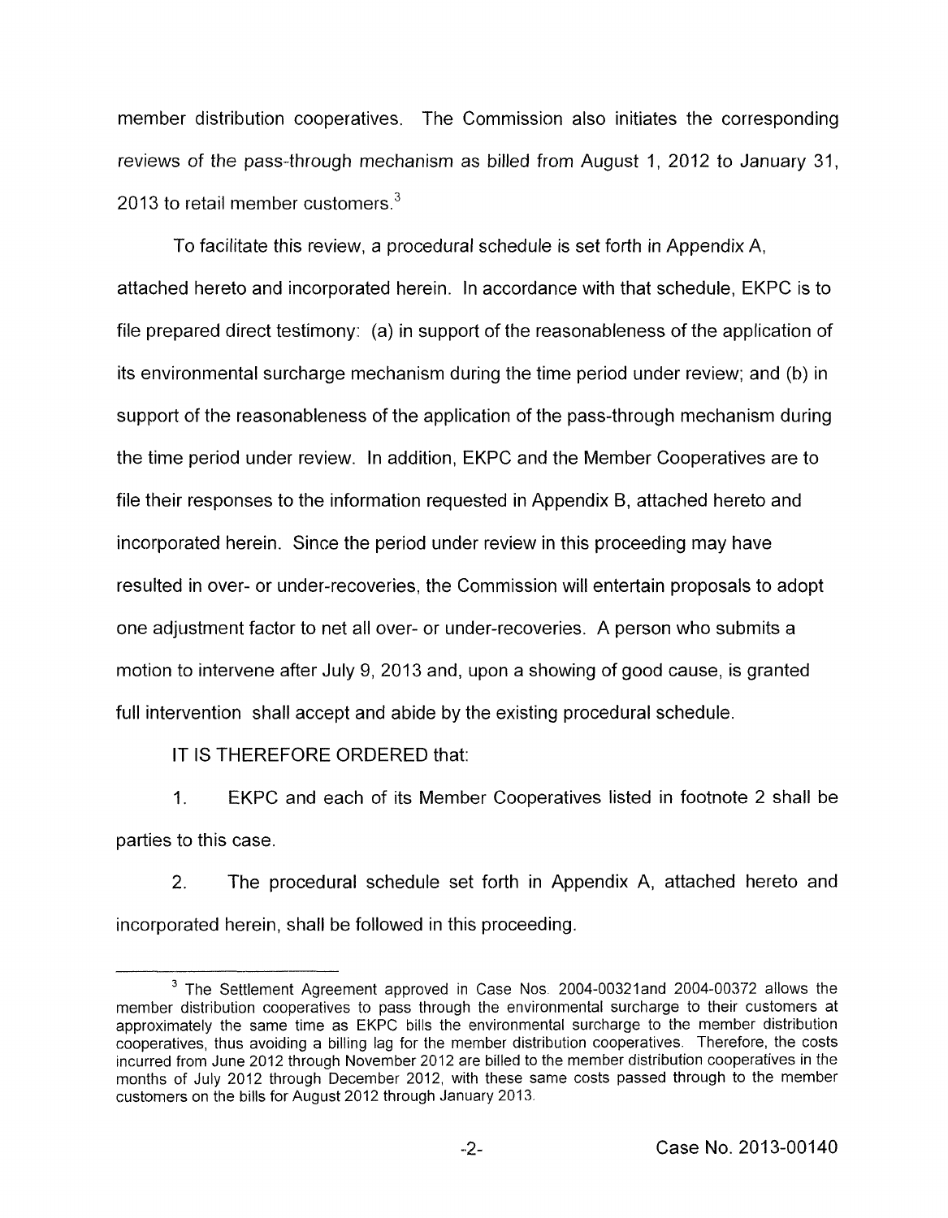member distribution cooperatives. The Commission also initiates the corresponding reviews of the pass-through mechanism as billed from August 1, 2012 to January 31, 2013 to retail member customers.[3]

To facilitate this review, a procedural schedule is set forth in Appendix A, attached hereto and incorporated herein. In accordance with that schedule, EKPC is to file prepared direct testimony: (a) in support of the reasonableness of the application of its environmental surcharge mechanism during the time period under review; and (b) in support of the reasonableness of the application of the pass-through mechanism during the time period under review. In addition, EKPC and the Member Cooperatives are to file their responses to the information requested in Appendix B, attached hereto and incorporated herein. Since the period under review in this proceeding may have resulted in over- or under-recoveries, the Commission will entertain proposals to adopt one adjustment factor to net all over- or under-recoveries. A person who submits a motion to intervene after July 9, 2013 and, upon a showing of good cause, is granted full intervention shall accept and abide by the existing procedural schedule.

IT IS THEREFORE ORDERED that:

1. EKPC and each of its Member Cooperatives listed in footnote 2 shall be parties to this case.

2. The procedural schedule set forth in Appendix A, attached hereto and incorporated herein, shall be followed in this proceeding.

---

[3] The Settlement Agreement approved in Case Nos. 2004-00321and 2004-00372 allows the member distribution cooperatives to pass through the environmental surcharge to their customers at approximately the same time as EKPC bills the environmental surcharge to the member distribution cooperatives, thus avoiding a billing lag for the member distribution cooperatives. Therefore, the costs incurred from June 2012 through November 2012 are billed to the member distribution cooperatives in the months of July 2012 through December 2012, with these same costs passed through to the member customers on the bills for August 2012 through January 2013.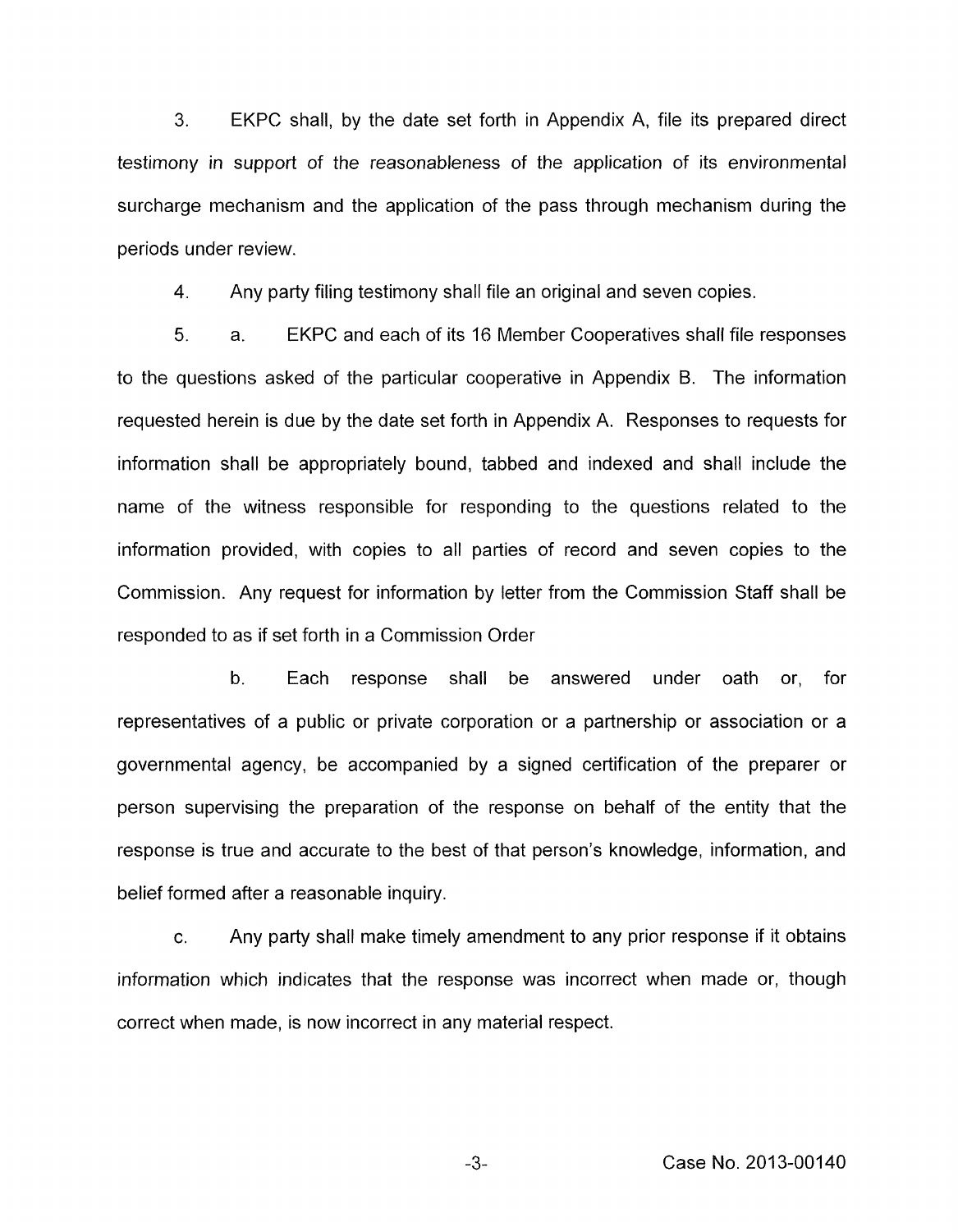3. EKPC shall, by the date set forth in Appendix A, file its prepared direct testimony in support of the reasonableness of the application of its environmental surcharge mechanism and the application of the pass through mechanism during the periods under review.

4. Any party filing testimony shall file an original and seven copies.

5. a. EKPC and each of its 16 Member Cooperatives shall file responses to the questions asked of the particular cooperative in Appendix B. The information requested herein is due by the date set forth in Appendix A. Responses to requests for information shall be appropriately bound, tabbed and indexed and shall include the name of the witness responsible for responding to the questions related to the information provided, with copies to all parties of record and seven copies to the Commission. Any request for information by letter from the Commission Staff shall be responded to as if set forth in a Commission Order

b. Each response shall be answered under oath or, for representatives of a public or private corporation or a partnership or association or a governmental agency, be accompanied by a signed certification of the preparer or person supervising the preparation of the response on behalf of the entity that the response is true and accurate to the best of that person's knowledge, information, and belief formed after a reasonable inquiry.

c. Any party shall make timely amendment to any prior response if it obtains information which indicates that the response was incorrect when made or, though correct when made, is now incorrect in any material respect.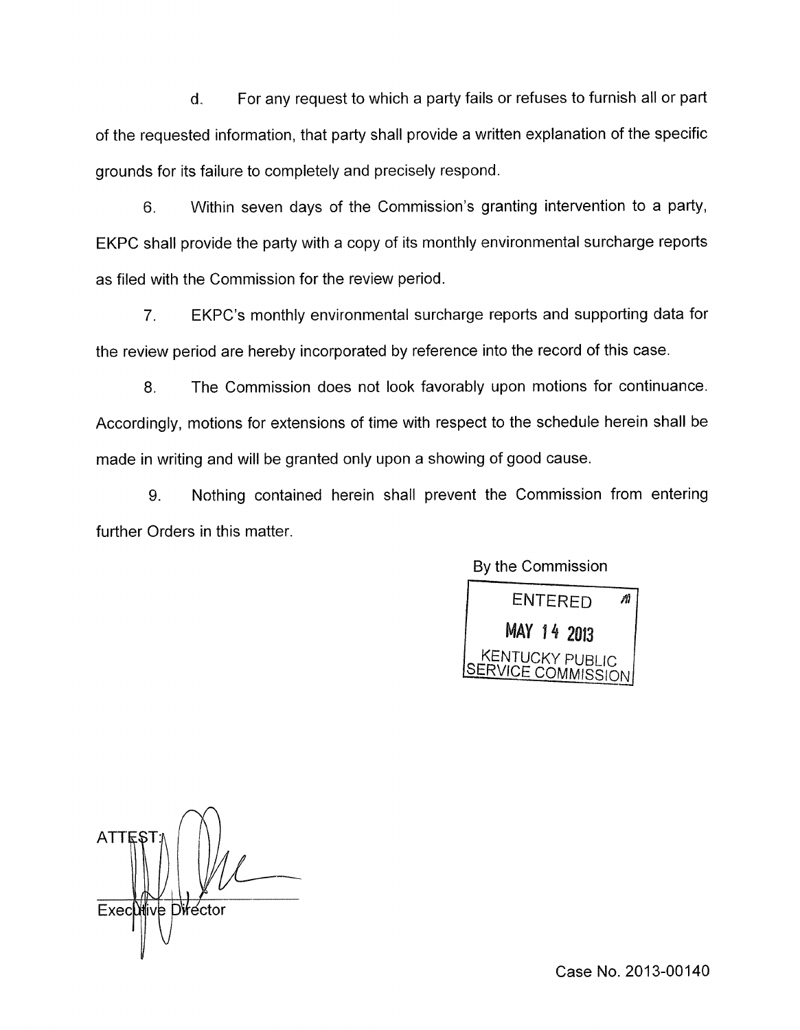d. For any request to which a party fails or refuses to furnish all or part of the requested information, that party shall provide a written explanation of the specific grounds for its failure to completely and precisely respond.

6. Within seven days of the Commission's granting intervention to a party, EKPC shall provide the party with a copy of its monthly environmental surcharge reports as filed with the Commission for the review period.

7. EKPC's monthly environmental surcharge reports and supporting data for the review period are hereby incorporated by reference into the record of this case.

8. The Commission does not look favorably upon motions for continuance. Accordingly, motions for extensions of time with respect to the schedule herein shall be made in writing and will be granted only upon a showing of good cause.

9. Nothing contained herein shall prevent the Commission from entering further Orders in this matter.

By the Commission

ENTERED
MAY 14 2013
KENTUCKY PUBLIC SERVICE COMMISSION

ATTEST:

Executive Director

Case No. 2013-00140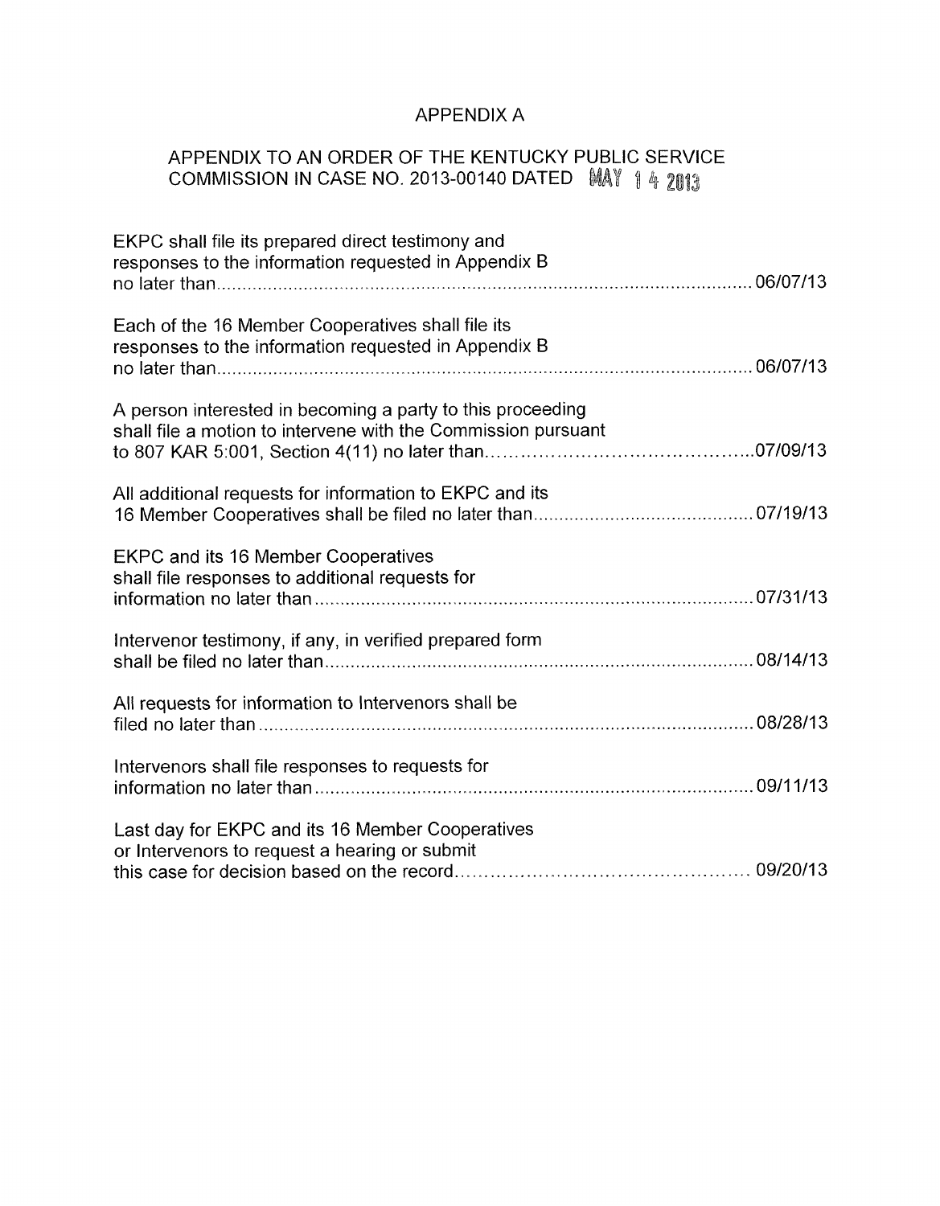# APPENDIX A

## APPENDIX TO AN ORDER OF THE KENTUCKY PUBLIC SERVICE COMMISSION IN CASE NO. 2013-00140 DATED MAY 14 2013

EKPC shall file its prepared direct testimony and responses to the information requested in Appendix B no later than .......... 06/07/13

Each of the 16 Member Cooperatives shall file its responses to the information requested in Appendix B no later than .......... 06/07/13

A person interested in becoming a party to this proceeding shall file a motion to intervene with the Commission pursuant to 807 KAR 5:001, Section 4(11) no later than .......... 07/09/13

All additional requests for information to EKPC and its 16 Member Cooperatives shall be filed no later than .......... 07/19/13

EKPC and its 16 Member Cooperatives shall file responses to additional requests for information no later than .......... 07/31/13

Intervenor testimony, if any, in verified prepared form shall be filed no later than .......... 08/14/13

All requests for information to Intervenors shall be filed no later than .......... 08/28/13

Intervenors shall file responses to requests for information no later than .......... 09/11/13

Last day for EKPC and its 16 Member Cooperatives or Intervenors to request a hearing or submit this case for decision based on the record .......... 09/20/13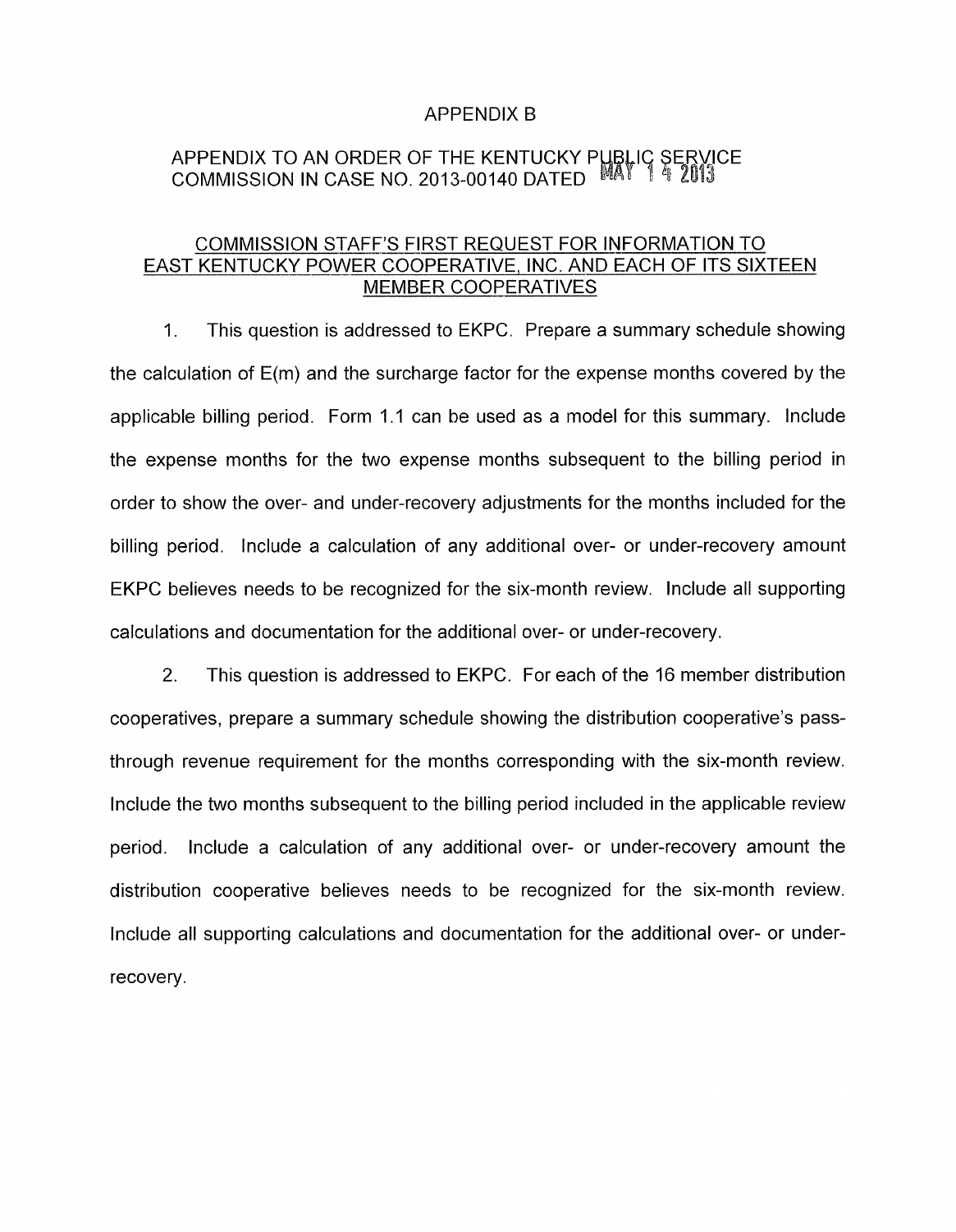APPENDIX B

APPENDIX TO AN ORDER OF THE KENTUCKY PUBLIC SERVICE COMMISSION IN CASE NO. 2013-00140 DATED MAY 14 2013

## COMMISSION STAFF'S FIRST REQUEST FOR INFORMATION TO EAST KENTUCKY POWER COOPERATIVE, INC. AND EACH OF ITS SIXTEEN MEMBER COOPERATIVES

1. This question is addressed to EKPC. Prepare a summary schedule showing the calculation of E(m) and the surcharge factor for the expense months covered by the applicable billing period. Form 1.1 can be used as a model for this summary. Include the expense months for the two expense months subsequent to the billing period in order to show the over- and under-recovery adjustments for the months included for the billing period. Include a calculation of any additional over- or under-recovery amount EKPC believes needs to be recognized for the six-month review. Include all supporting calculations and documentation for the additional over- or under-recovery.

2. This question is addressed to EKPC. For each of the 16 member distribution cooperatives, prepare a summary schedule showing the distribution cooperative's pass-through revenue requirement for the months corresponding with the six-month review. Include the two months subsequent to the billing period included in the applicable review period. Include a calculation of any additional over- or under-recovery amount the distribution cooperative believes needs to be recognized for the six-month review. Include all supporting calculations and documentation for the additional over- or under-recovery.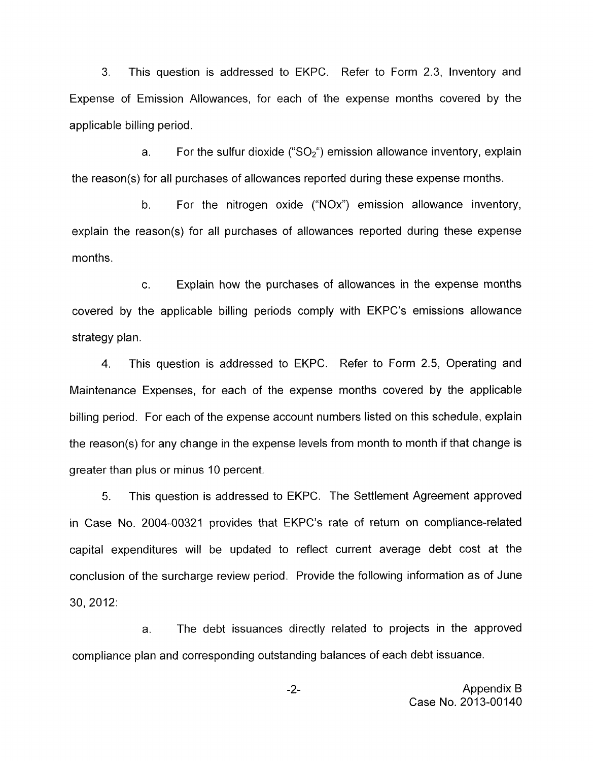3. This question is addressed to EKPC. Refer to Form 2.3, Inventory and Expense of Emission Allowances, for each of the expense months covered by the applicable billing period.

a. For the sulfur dioxide ("$SO_2$") emission allowance inventory, explain the reason(s) for all purchases of allowances reported during these expense months.

b. For the nitrogen oxide ("NOx") emission allowance inventory, explain the reason(s) for all purchases of allowances reported during these expense months.

c. Explain how the purchases of allowances in the expense months covered by the applicable billing periods comply with EKPC's emissions allowance strategy plan.

4. This question is addressed to EKPC. Refer to Form 2.5, Operating and Maintenance Expenses, for each of the expense months covered by the applicable billing period. For each of the expense account numbers listed on this schedule, explain the reason(s) for any change in the expense levels from month to month if that change is greater than plus or minus 10 percent.

5. This question is addressed to EKPC. The Settlement Agreement approved in Case No. 2004-00321 provides that EKPC's rate of return on compliance-related capital expenditures will be updated to reflect current average debt cost at the conclusion of the surcharge review period. Provide the following information as of June 30, 2012:

a. The debt issuances directly related to projects in the approved compliance plan and corresponding outstanding balances of each debt issuance.

Appendix B
Case No. 2013-00140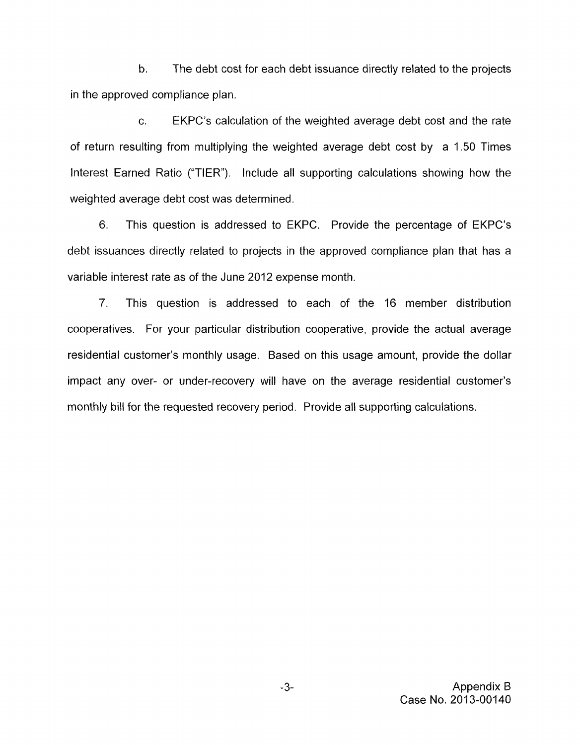b. The debt cost for each debt issuance directly related to the projects in the approved compliance plan.

c. EKPC's calculation of the weighted average debt cost and the rate of return resulting from multiplying the weighted average debt cost by a 1.50 Times Interest Earned Ratio ("TIER"). Include all supporting calculations showing how the weighted average debt cost was determined.

6. This question is addressed to EKPC. Provide the percentage of EKPC's debt issuances directly related to projects in the approved compliance plan that has a variable interest rate as of the June 2012 expense month.

7. This question is addressed to each of the 16 member distribution cooperatives. For your particular distribution cooperative, provide the actual average residential customer's monthly usage. Based on this usage amount, provide the dollar impact any over- or under-recovery will have on the average residential customer's monthly bill for the requested recovery period. Provide all supporting calculations.

Appendix B
Case No. 2013-00140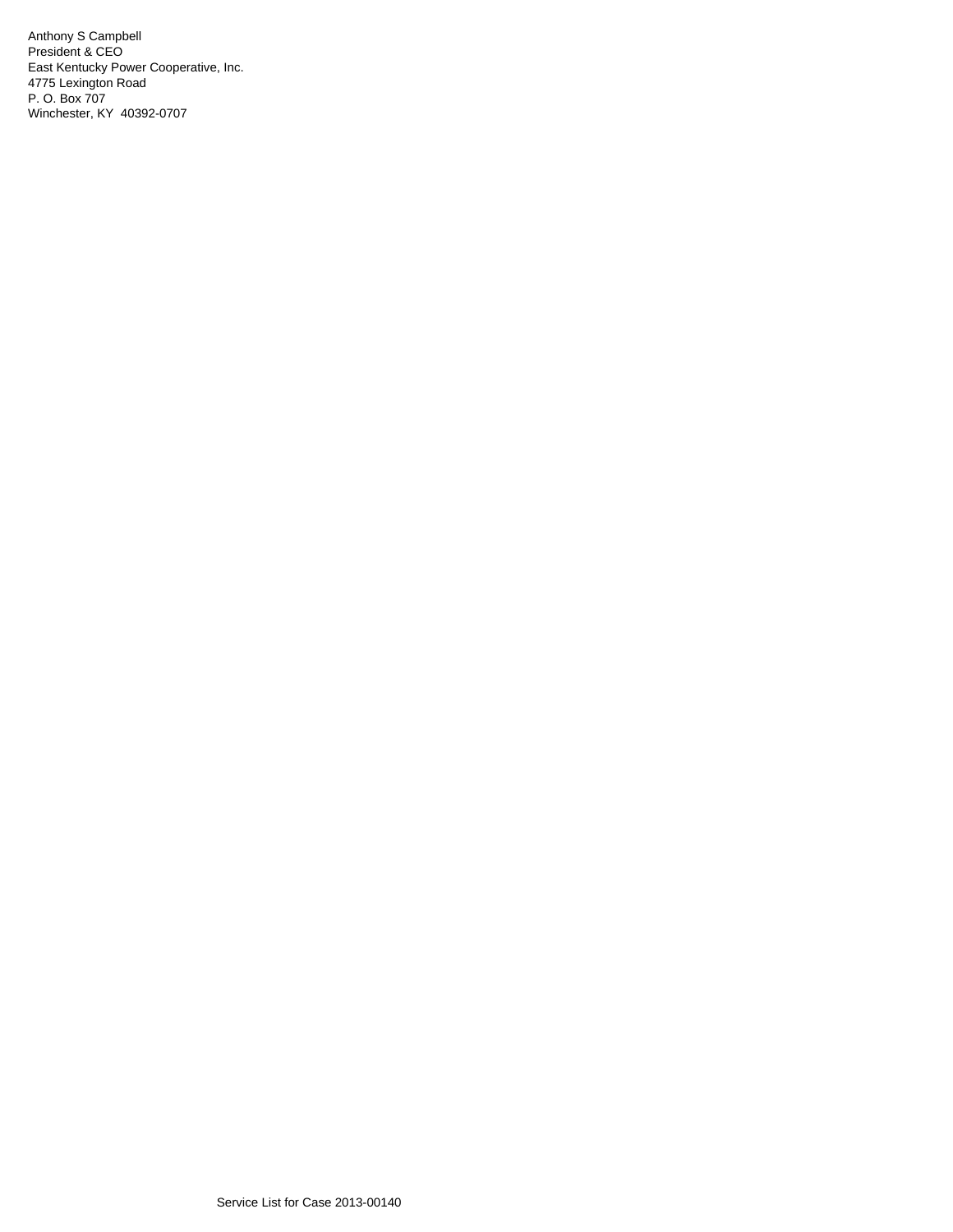Anthony S Campbell
President & CEO
East Kentucky Power Cooperative, Inc.
4775 Lexington Road
P. O. Box 707
Winchester, KY  40392-0707